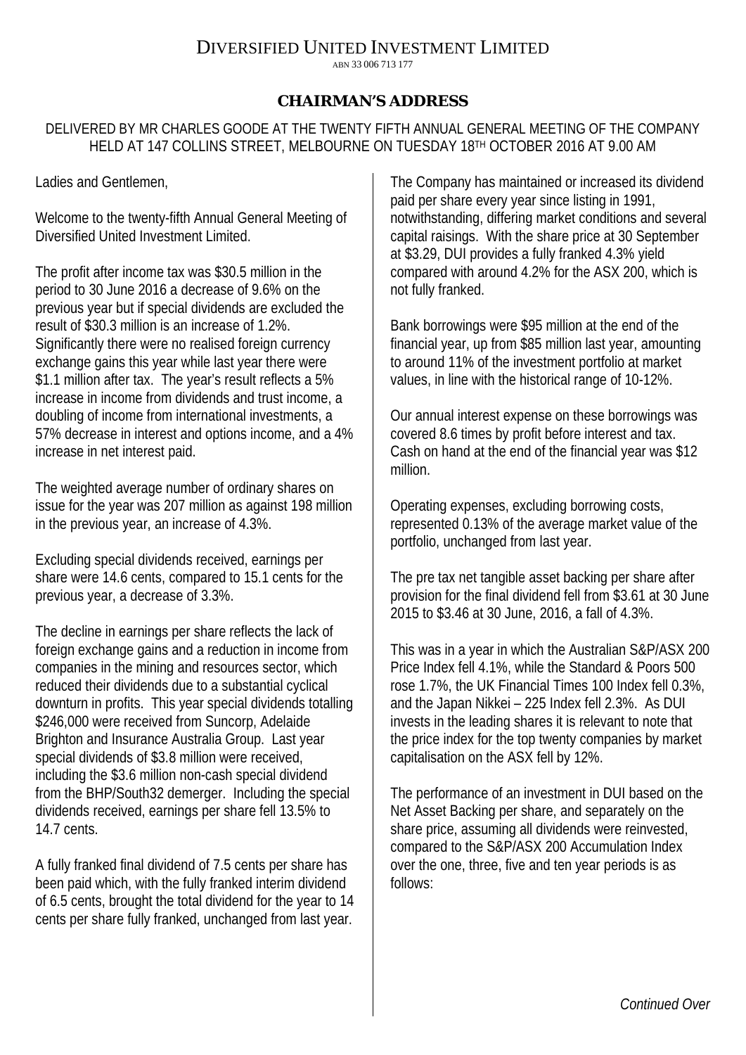# DIVERSIFIED UNITED INVESTMENT LIMITED

ABN 33 006 713 177

## CHAIRMAN'S ADDRESS

DELIVERED BY MR CHARLES GOODE AT THE TWENTY FIFTH ANNUAL GENERAL MEETING OF THE COMPANY HELD AT 147 COLLINS STREET, MELBOURNE ON TUESDAY 18TH OCTOBER 2016 AT 9.00 AM

Ladies and Gentlemen,

Welcome to the twenty-fifth Annual General Meeting of Diversified United Investment Limited.

The profit after income tax was $30.5 million in the period to 30 June 2016 a decrease of 9.6% on the previous year but if special dividends are excluded the result of $30.3 million is an increase of 1.2%. Significantly there were no realised foreign currency exchange gains this year while last year there were $1.1 million after tax. The year's result reflects a 5% increase in income from dividends and trust income, a doubling of income from international investments, a 57% decrease in interest and options income, and a 4% increase in net interest paid.

The weighted average number of ordinary shares on issue for the year was 207 million as against 198 million in the previous year, an increase of 4.3%.

Excluding special dividends received, earnings per share were 14.6 cents, compared to 15.1 cents for the previous year, a decrease of 3.3%.

The decline in earnings per share reflects the lack of foreign exchange gains and a reduction in income from companies in the mining and resources sector, which reduced their dividends due to a substantial cyclical downturn in profits. This year special dividends totalling $246,000 were received from Suncorp, Adelaide Brighton and Insurance Australia Group. Last year special dividends of $3.8 million were received, including the $3.6 million non-cash special dividend from the BHP/South32 demerger. Including the special dividends received, earnings per share fell 13.5% to 14.7 cents.

A fully franked final dividend of 7.5 cents per share has been paid which, with the fully franked interim dividend of 6.5 cents, brought the total dividend for the year to 14 cents per share fully franked, unchanged from last year.

The Company has maintained or increased its dividend paid per share every year since listing in 1991, notwithstanding, differing market conditions and several capital raisings. With the share price at 30 September at $3.29, DUI provides a fully franked 4.3% yield compared with around 4.2% for the ASX 200, which is not fully franked.

Bank borrowings were $95 million at the end of the financial year, up from $85 million last year, amounting to around 11% of the investment portfolio at market values, in line with the historical range of 10-12%.

Our annual interest expense on these borrowings was covered 8.6 times by profit before interest and tax. Cash on hand at the end of the financial year was $12 million.

Operating expenses, excluding borrowing costs, represented 0.13% of the average market value of the portfolio, unchanged from last year.

The pre tax net tangible asset backing per share after provision for the final dividend fell from $3.61 at 30 June 2015 to $3.46 at 30 June, 2016, a fall of 4.3%.

This was in a year in which the Australian S&P/ASX 200 Price Index fell 4.1%, while the Standard & Poors 500 rose 1.7%, the UK Financial Times 100 Index fell 0.3%, and the Japan Nikkei – 225 Index fell 2.3%. As DUI invests in the leading shares it is relevant to note that the price index for the top twenty companies by market capitalisation on the ASX fell by 12%.

The performance of an investment in DUI based on the Net Asset Backing per share, and separately on the share price, assuming all dividends were reinvested, compared to the S&P/ASX 200 Accumulation Index over the one, three, five and ten year periods is as follows:

*Continued Over*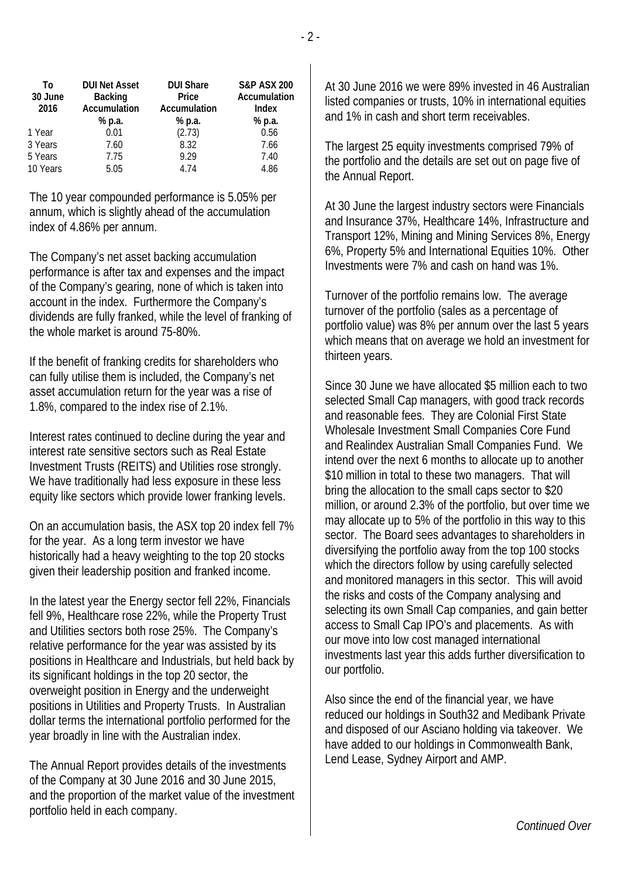| To 30 June 2016 | DUI Net Asset Backing Accumulation % p.a. | DUI Share Price Accumulation % p.a. | S&P ASX 200 Accumulation Index % p.a. |
|---|---|---|---|
| 1 Year | 0.01 | (2.73) | 0.56 |
| 3 Years | 7.60 | 8.32 | 7.66 |
| 5 Years | 7.75 | 9.29 | 7.40 |
| 10 Years | 5.05 | 4.74 | 4.86 |

The 10 year compounded performance is 5.05% per annum, which is slightly ahead of the accumulation index of 4.86% per annum.

The Company's net asset backing accumulation performance is after tax and expenses and the impact of the Company's gearing, none of which is taken into account in the index. Furthermore the Company's dividends are fully franked, while the level of franking of the whole market is around 75-80%.

If the benefit of franking credits for shareholders who can fully utilise them is included, the Company's net asset accumulation return for the year was a rise of 1.8%, compared to the index rise of 2.1%.

Interest rates continued to decline during the year and interest rate sensitive sectors such as Real Estate Investment Trusts (REITS) and Utilities rose strongly. We have traditionally had less exposure in these less equity like sectors which provide lower franking levels.

On an accumulation basis, the ASX top 20 index fell 7% for the year. As a long term investor we have historically had a heavy weighting to the top 20 stocks given their leadership position and franked income.

In the latest year the Energy sector fell 22%, Financials fell 9%, Healthcare rose 22%, while the Property Trust and Utilities sectors both rose 25%. The Company's relative performance for the year was assisted by its positions in Healthcare and Industrials, but held back by its significant holdings in the top 20 sector, the overweight position in Energy and the underweight positions in Utilities and Property Trusts. In Australian dollar terms the international portfolio performed for the year broadly in line with the Australian index.

The Annual Report provides details of the investments of the Company at 30 June 2016 and 30 June 2015, and the proportion of the market value of the investment portfolio held in each company.

At 30 June 2016 we were 89% invested in 46 Australian listed companies or trusts, 10% in international equities and 1% in cash and short term receivables.

The largest 25 equity investments comprised 79% of the portfolio and the details are set out on page five of the Annual Report.

At 30 June the largest industry sectors were Financials and Insurance 37%, Healthcare 14%, Infrastructure and Transport 12%, Mining and Mining Services 8%, Energy 6%, Property 5% and International Equities 10%. Other Investments were 7% and cash on hand was 1%.

Turnover of the portfolio remains low. The average turnover of the portfolio (sales as a percentage of portfolio value) was 8% per annum over the last 5 years which means that on average we hold an investment for thirteen years.

Since 30 June we have allocated $5 million each to two selected Small Cap managers, with good track records and reasonable fees. They are Colonial First State Wholesale Investment Small Companies Core Fund and Realindex Australian Small Companies Fund. We intend over the next 6 months to allocate up to another $10 million in total to these two managers. That will bring the allocation to the small caps sector to $20 million, or around 2.3% of the portfolio, but over time we may allocate up to 5% of the portfolio in this way to this sector. The Board sees advantages to shareholders in diversifying the portfolio away from the top 100 stocks which the directors follow by using carefully selected and monitored managers in this sector. This will avoid the risks and costs of the Company analysing and selecting its own Small Cap companies, and gain better access to Small Cap IPO's and placements. As with our move into low cost managed international investments last year this adds further diversification to our portfolio.

Also since the end of the financial year, we have reduced our holdings in South32 and Medibank Private and disposed of our Asciano holding via takeover. We have added to our holdings in Commonwealth Bank, Lend Lease, Sydney Airport and AMP.

*Continued Over*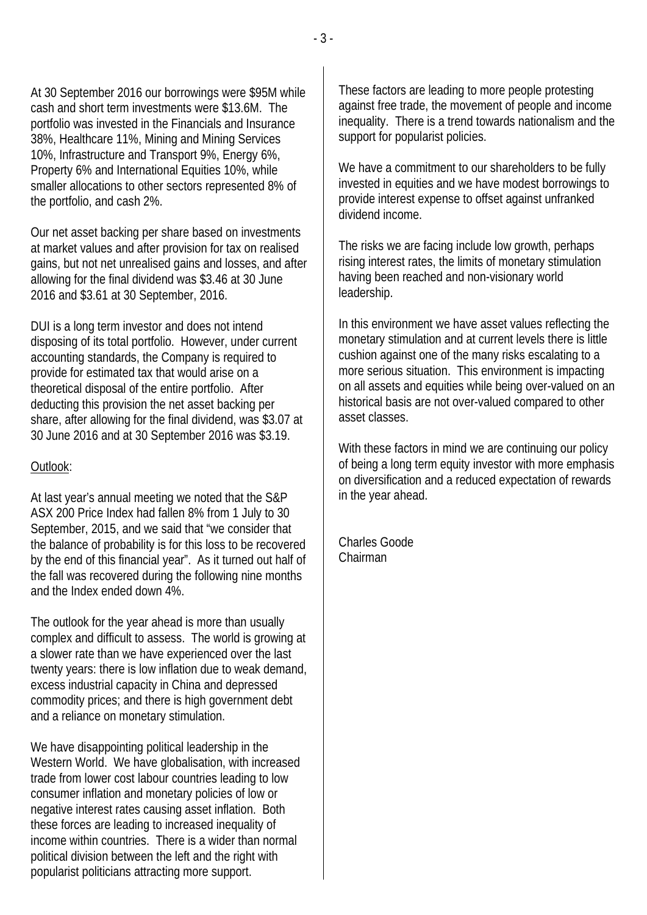At 30 September 2016 our borrowings were $95M while cash and short term investments were $13.6M. The portfolio was invested in the Financials and Insurance 38%, Healthcare 11%, Mining and Mining Services 10%, Infrastructure and Transport 9%, Energy 6%, Property 6% and International Equities 10%, while smaller allocations to other sectors represented 8% of the portfolio, and cash 2%.

Our net asset backing per share based on investments at market values and after provision for tax on realised gains, but not net unrealised gains and losses, and after allowing for the final dividend was $3.46 at 30 June 2016 and $3.61 at 30 September, 2016.

DUI is a long term investor and does not intend disposing of its total portfolio. However, under current accounting standards, the Company is required to provide for estimated tax that would arise on a theoretical disposal of the entire portfolio. After deducting this provision the net asset backing per share, after allowing for the final dividend, was $3.07 at 30 June 2016 and at 30 September 2016 was $3.19.

Outlook:

At last year's annual meeting we noted that the S&P ASX 200 Price Index had fallen 8% from 1 July to 30 September, 2015, and we said that "we consider that the balance of probability is for this loss to be recovered by the end of this financial year". As it turned out half of the fall was recovered during the following nine months and the Index ended down 4%.

The outlook for the year ahead is more than usually complex and difficult to assess. The world is growing at a slower rate than we have experienced over the last twenty years: there is low inflation due to weak demand, excess industrial capacity in China and depressed commodity prices; and there is high government debt and a reliance on monetary stimulation.

We have disappointing political leadership in the Western World. We have globalisation, with increased trade from lower cost labour countries leading to low consumer inflation and monetary policies of low or negative interest rates causing asset inflation. Both these forces are leading to increased inequality of income within countries. There is a wider than normal political division between the left and the right with popularist politicians attracting more support.

These factors are leading to more people protesting against free trade, the movement of people and income inequality. There is a trend towards nationalism and the support for popularist policies.

We have a commitment to our shareholders to be fully invested in equities and we have modest borrowings to provide interest expense to offset against unfranked dividend income.

The risks we are facing include low growth, perhaps rising interest rates, the limits of monetary stimulation having been reached and non-visionary world leadership.

In this environment we have asset values reflecting the monetary stimulation and at current levels there is little cushion against one of the many risks escalating to a more serious situation. This environment is impacting on all assets and equities while being over-valued on an historical basis are not over-valued compared to other asset classes.

With these factors in mind we are continuing our policy of being a long term equity investor with more emphasis on diversification and a reduced expectation of rewards in the year ahead.

Charles Goode  
Chairman